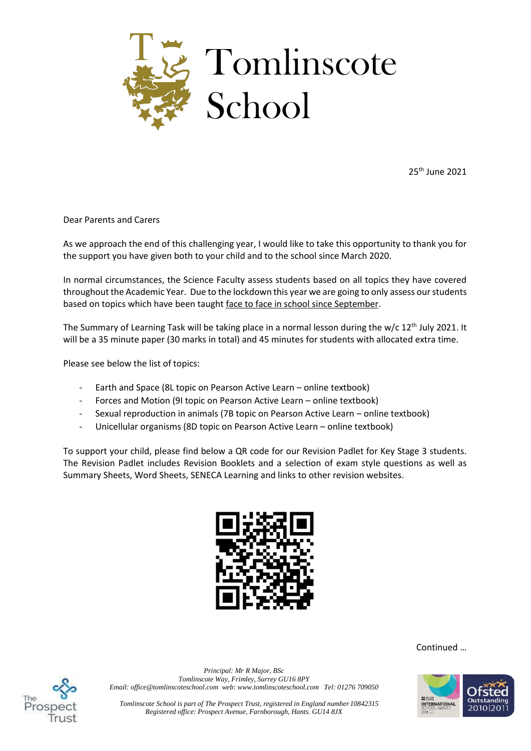# Tomlinscote School

25th June 2021

Dear Parents and Carers

As we approach the end of this challenging year, I would like to take this opportunity to thank you for the support you have given both to your child and to the school since March 2020.

In normal circumstances, the Science Faculty assess students based on all topics they have covered throughout the Academic Year. Due to the lockdown this year we are going to only assess our students based on topics which have been taught face to face in school since September.

The Summary of Learning Task will be taking place in a normal lesson during the w/c 12th July 2021. It will be a 35 minute paper (30 marks in total) and 45 minutes for students with allocated extra time.

Please see below the list of topics:

- Earth and Space (8L topic on Pearson Active Learn – online textbook)
- Forces and Motion (9I topic on Pearson Active Learn – online textbook)
- Sexual reproduction in animals (7B topic on Pearson Active Learn – online textbook)
- Unicellular organisms (8D topic on Pearson Active Learn – online textbook)

To support your child, please find below a QR code for our Revision Padlet for Key Stage 3 students. The Revision Padlet includes Revision Booklets and a selection of exam style questions as well as Summary Sheets, Word Sheets, SENECA Learning and links to other revision websites.

Continued …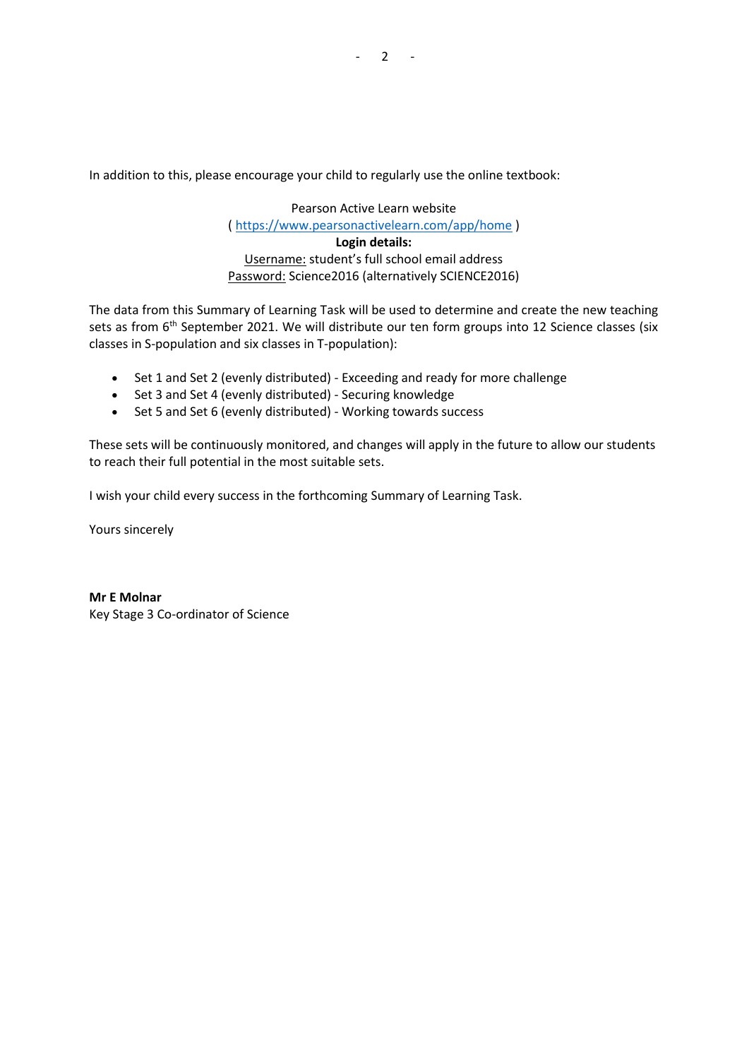In addition to this, please encourage your child to regularly use the online textbook:

Pearson Active Learn website
( https://www.pearsonactivelearn.com/app/home )
**Login details:**
Username: student's full school email address
Password: Science2016 (alternatively SCIENCE2016)

The data from this Summary of Learning Task will be used to determine and create the new teaching sets as from 6th September 2021. We will distribute our ten form groups into 12 Science classes (six classes in S-population and six classes in T-population):

- Set 1 and Set 2 (evenly distributed) - Exceeding and ready for more challenge
- Set 3 and Set 4 (evenly distributed) - Securing knowledge
- Set 5 and Set 6 (evenly distributed) - Working towards success

These sets will be continuously monitored, and changes will apply in the future to allow our students to reach their full potential in the most suitable sets.

I wish your child every success in the forthcoming Summary of Learning Task.

Yours sincerely

**Mr E Molnar**
Key Stage 3 Co-ordinator of Science